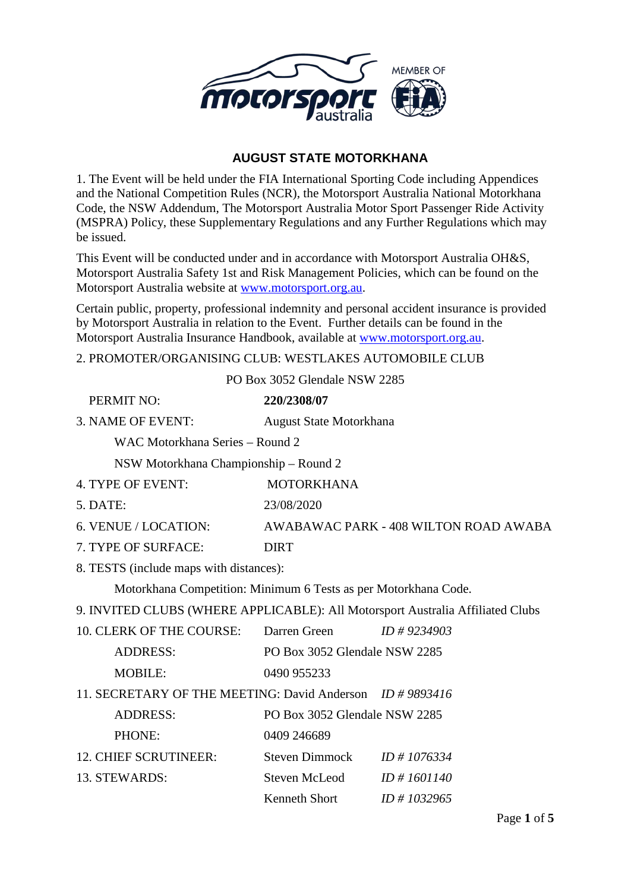# AUGUST STATE MOTORKHANA

1. The Event will be held under the FIA International Sporting Code including Appendices and the National Competition Rules (NCR), the Motorsport Australia National Motorkhana Code, the NSW Addendum, The Motorsport Australia Motor Sport Passenger Ride Activity (MSPRA) Policy, these Supplementary Regulations and any Further Regulations which may be issued.

This Event will be conducted under and in accordance with Motorsport Australia OH&S, Motorsport Australia Safety 1st and Risk Management Policies, which can be found on the Motorsport Australia website at www.motorsport.org.au.

Certain public, property, professional indemnity and personal accident insurance is provided by Motorsport Australia in relation to the Event. Further details can be found in the Motorsport Australia Insurance Handbook, available at www.motorsport.org.au.

2. PROMOTER/ORGANISING CLUB: WESTLAKES AUTOMOBILE CLUB

PO Box 3052 Glendale NSW 2285

PERMIT NO: **220/2308/07**

3. NAME OF EVENT: August State Motorkhana

WAC Motorkhana Series – Round 2

NSW Motorkhana Championship – Round 2

4. TYPE OF EVENT: MOTORKHANA

5. DATE: 23/08/2020

6. VENUE / LOCATION: AWABAWAC PARK - 408 WILTON ROAD AWABA

7. TYPE OF SURFACE: DIRT

8. TESTS (include maps with distances):

Motorkhana Competition: Minimum 6 Tests as per Motorkhana Code.

9. INVITED CLUBS (WHERE APPLICABLE): All Motorsport Australia Affiliated Clubs

10. CLERK OF THE COURSE: Darren Green *ID # 9234903*

ADDRESS: PO Box 3052 Glendale NSW 2285

MOBILE: 0490 955233

11. SECRETARY OF THE MEETING: David Anderson *ID # 9893416*

ADDRESS: PO Box 3052 Glendale NSW 2285

PHONE: 0409 246689

12. CHIEF SCRUTINEER: Steven Dimmock *ID # 1076334*

13. STEWARDS: Steven McLeod *ID # 1601140*

Kenneth Short *ID # 1032965*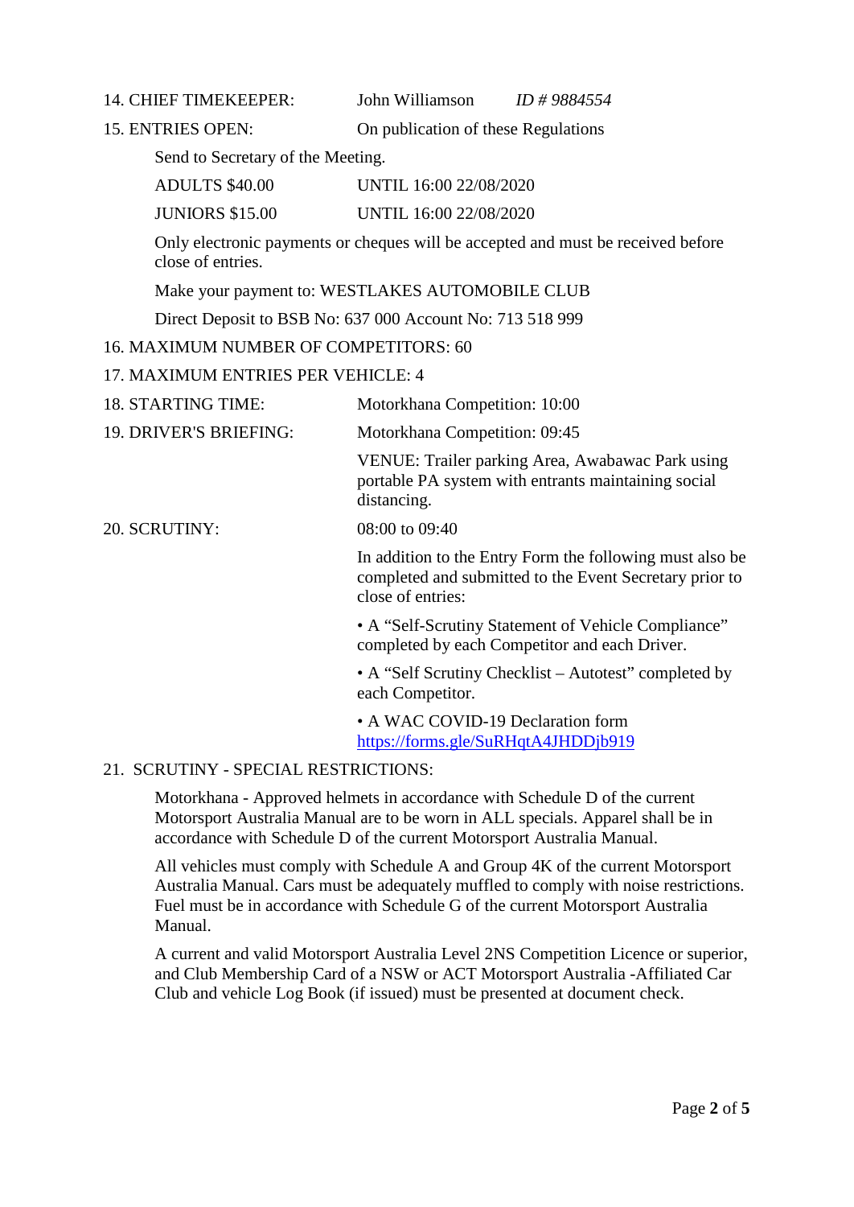14. CHIEF TIMEKEEPER: John Williamson *ID # 9884554*

15. ENTRIES OPEN: On publication of these Regulations

Send to Secretary of the Meeting.

| | |
|---|---|
| ADULTS $40.00 | UNTIL 16:00 22/08/2020 |
| JUNIORS $15.00 | UNTIL 16:00 22/08/2020 |

Only electronic payments or cheques will be accepted and must be received before close of entries.

Make your payment to: WESTLAKES AUTOMOBILE CLUB

Direct Deposit to BSB No: 637 000 Account No: 713 518 999

16. MAXIMUM NUMBER OF COMPETITORS: 60

17. MAXIMUM ENTRIES PER VEHICLE: 4

18. STARTING TIME: Motorkhana Competition: 10:00

19. DRIVER'S BRIEFING: Motorkhana Competition: 09:45

VENUE: Trailer parking Area, Awabawac Park using portable PA system with entrants maintaining social distancing.

20. SCRUTINY: 08:00 to 09:40

In addition to the Entry Form the following must also be completed and submitted to the Event Secretary prior to close of entries:

- A “Self-Scrutiny Statement of Vehicle Compliance” completed by each Competitor and each Driver.
- A “Self Scrutiny Checklist – Autotest” completed by each Competitor.
- A WAC COVID-19 Declaration form https://forms.gle/SuRHqtA4JHDDjb919

21. SCRUTINY - SPECIAL RESTRICTIONS:

Motorkhana - Approved helmets in accordance with Schedule D of the current Motorsport Australia Manual are to be worn in ALL specials. Apparel shall be in accordance with Schedule D of the current Motorsport Australia Manual.

All vehicles must comply with Schedule A and Group 4K of the current Motorsport Australia Manual. Cars must be adequately muffled to comply with noise restrictions. Fuel must be in accordance with Schedule G of the current Motorsport Australia Manual.

A current and valid Motorsport Australia Level 2NS Competition Licence or superior, and Club Membership Card of a NSW or ACT Motorsport Australia -Affiliated Car Club and vehicle Log Book (if issued) must be presented at document check.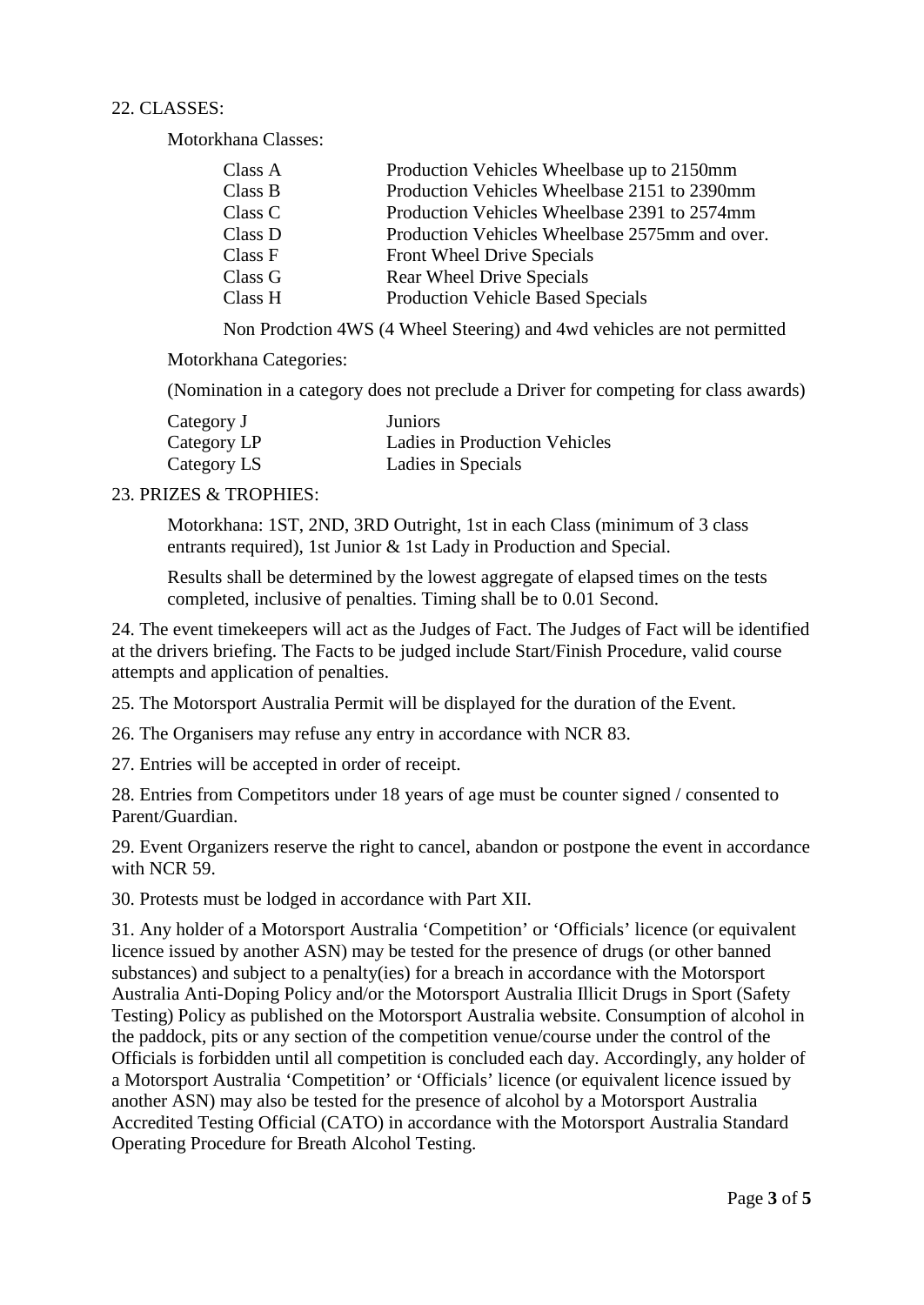22. CLASSES:

Motorkhana Classes:

| | |
|---|---|
| Class A | Production Vehicles Wheelbase up to 2150mm |
| Class B | Production Vehicles Wheelbase 2151 to 2390mm |
| Class C | Production Vehicles Wheelbase 2391 to 2574mm |
| Class D | Production Vehicles Wheelbase 2575mm and over. |
| Class F | Front Wheel Drive Specials |
| Class G | Rear Wheel Drive Specials |
| Class H | Production Vehicle Based Specials |

Non Prodction 4WS (4 Wheel Steering) and 4wd vehicles are not permitted

Motorkhana Categories:

(Nomination in a category does not preclude a Driver for competing for class awards)

| | |
|---|---|
| Category J | Juniors |
| Category LP | Ladies in Production Vehicles |
| Category LS | Ladies in Specials |

23. PRIZES & TROPHIES:

Motorkhana: 1ST, 2ND, 3RD Outright, 1st in each Class (minimum of 3 class entrants required), 1st Junior & 1st Lady in Production and Special.

Results shall be determined by the lowest aggregate of elapsed times on the tests completed, inclusive of penalties. Timing shall be to 0.01 Second.

24. The event timekeepers will act as the Judges of Fact. The Judges of Fact will be identified at the drivers briefing. The Facts to be judged include Start/Finish Procedure, valid course attempts and application of penalties.

25. The Motorsport Australia Permit will be displayed for the duration of the Event.

26. The Organisers may refuse any entry in accordance with NCR 83.

27. Entries will be accepted in order of receipt.

28. Entries from Competitors under 18 years of age must be counter signed / consented to Parent/Guardian.

29. Event Organizers reserve the right to cancel, abandon or postpone the event in accordance with NCR 59.

30. Protests must be lodged in accordance with Part XII.

31. Any holder of a Motorsport Australia 'Competition' or 'Officials' licence (or equivalent licence issued by another ASN) may be tested for the presence of drugs (or other banned substances) and subject to a penalty(ies) for a breach in accordance with the Motorsport Australia Anti-Doping Policy and/or the Motorsport Australia Illicit Drugs in Sport (Safety Testing) Policy as published on the Motorsport Australia website. Consumption of alcohol in the paddock, pits or any section of the competition venue/course under the control of the Officials is forbidden until all competition is concluded each day. Accordingly, any holder of a Motorsport Australia 'Competition' or 'Officials' licence (or equivalent licence issued by another ASN) may also be tested for the presence of alcohol by a Motorsport Australia Accredited Testing Official (CATO) in accordance with the Motorsport Australia Standard Operating Procedure for Breath Alcohol Testing.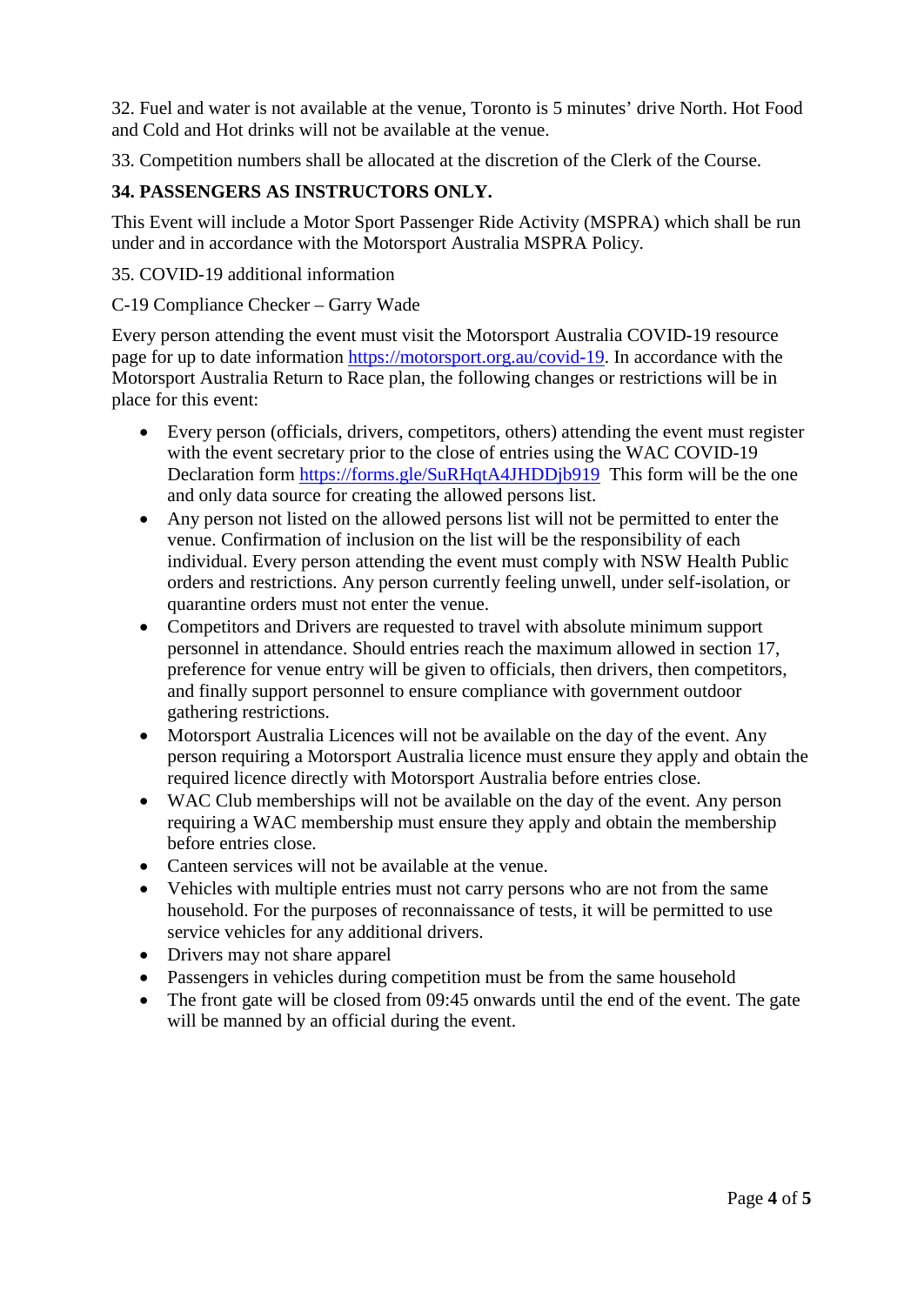32. Fuel and water is not available at the venue, Toronto is 5 minutes' drive North. Hot Food and Cold and Hot drinks will not be available at the venue.

33. Competition numbers shall be allocated at the discretion of the Clerk of the Course.

**34. PASSENGERS AS INSTRUCTORS ONLY.**

This Event will include a Motor Sport Passenger Ride Activity (MSPRA) which shall be run under and in accordance with the Motorsport Australia MSPRA Policy.

35. COVID-19 additional information

C-19 Compliance Checker – Garry Wade

Every person attending the event must visit the Motorsport Australia COVID-19 resource page for up to date information [https://motorsport.org.au/covid-19](https://motorsport.org.au/covid-19). In accordance with the Motorsport Australia Return to Race plan, the following changes or restrictions will be in place for this event:

- Every person (officials, drivers, competitors, others) attending the event must register with the event secretary prior to the close of entries using the WAC COVID-19 Declaration form [https://forms.gle/SuRHqtA4JHDDjb919](https://forms.gle/SuRHqtA4JHDDjb919) This form will be the one and only data source for creating the allowed persons list.
- Any person not listed on the allowed persons list will not be permitted to enter the venue. Confirmation of inclusion on the list will be the responsibility of each individual. Every person attending the event must comply with NSW Health Public orders and restrictions. Any person currently feeling unwell, under self-isolation, or quarantine orders must not enter the venue.
- Competitors and Drivers are requested to travel with absolute minimum support personnel in attendance. Should entries reach the maximum allowed in section 17, preference for venue entry will be given to officials, then drivers, then competitors, and finally support personnel to ensure compliance with government outdoor gathering restrictions.
- Motorsport Australia Licences will not be available on the day of the event. Any person requiring a Motorsport Australia licence must ensure they apply and obtain the required licence directly with Motorsport Australia before entries close.
- WAC Club memberships will not be available on the day of the event. Any person requiring a WAC membership must ensure they apply and obtain the membership before entries close.
- Canteen services will not be available at the venue.
- Vehicles with multiple entries must not carry persons who are not from the same household. For the purposes of reconnaissance of tests, it will be permitted to use service vehicles for any additional drivers.
- Drivers may not share apparel
- Passengers in vehicles during competition must be from the same household
- The front gate will be closed from 09:45 onwards until the end of the event. The gate will be manned by an official during the event.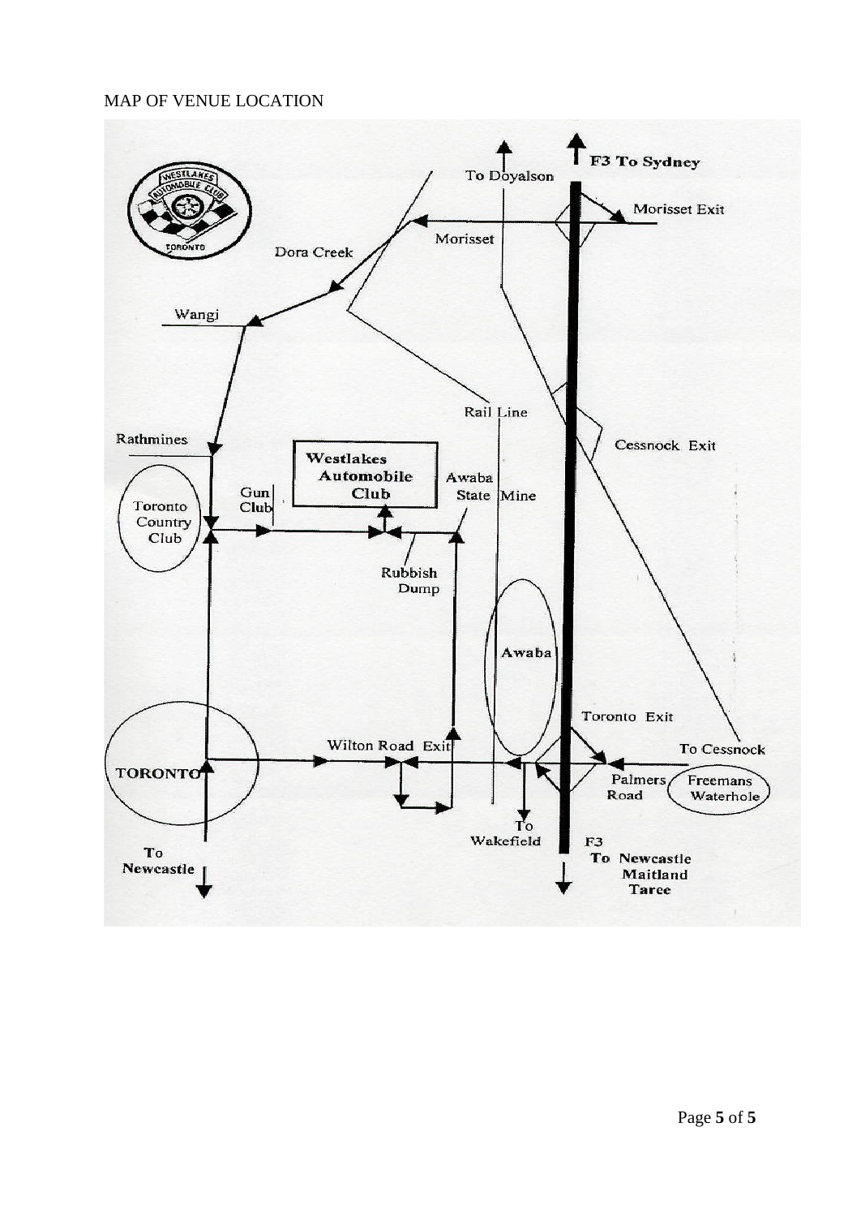MAP OF VENUE LOCATION

WESTLAKES AUTOMOBILE CLUB TORONTO

F3 To Sydney

To Doyalson

Morisset Exit

Morisset

Dora Creek

Wangi

Rail Line

Rathmines

Cessnock Exit

Westlakes Automobile Club

Gun Club

Toronto Country Club

Awaba State Mine

Rubbish Dump

Awaba

Toronto Exit

Wilton Road Exit

To Cessnock

TORONTO

Palmers Road

Freemans Waterhole

To Wakefield

F3 To Newcastle Maitland Taree

To Newcastle